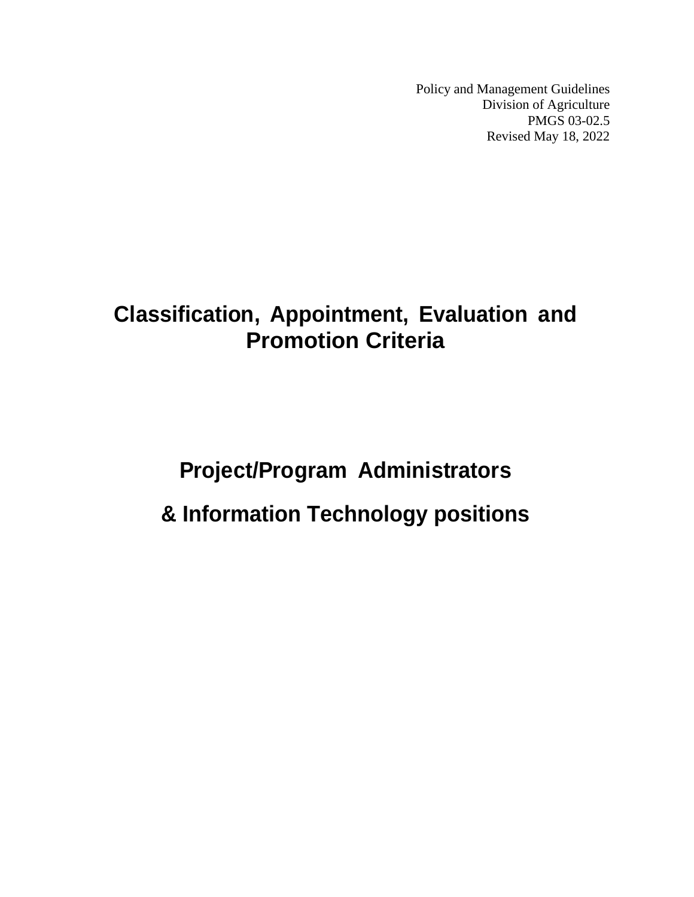Policy and Management Guidelines
Division of Agriculture
PMGS 03-02.5
Revised May 18, 2022

# Classification, Appointment, Evaluation and Promotion Criteria

# Project/Program Administrators

# & Information Technology positions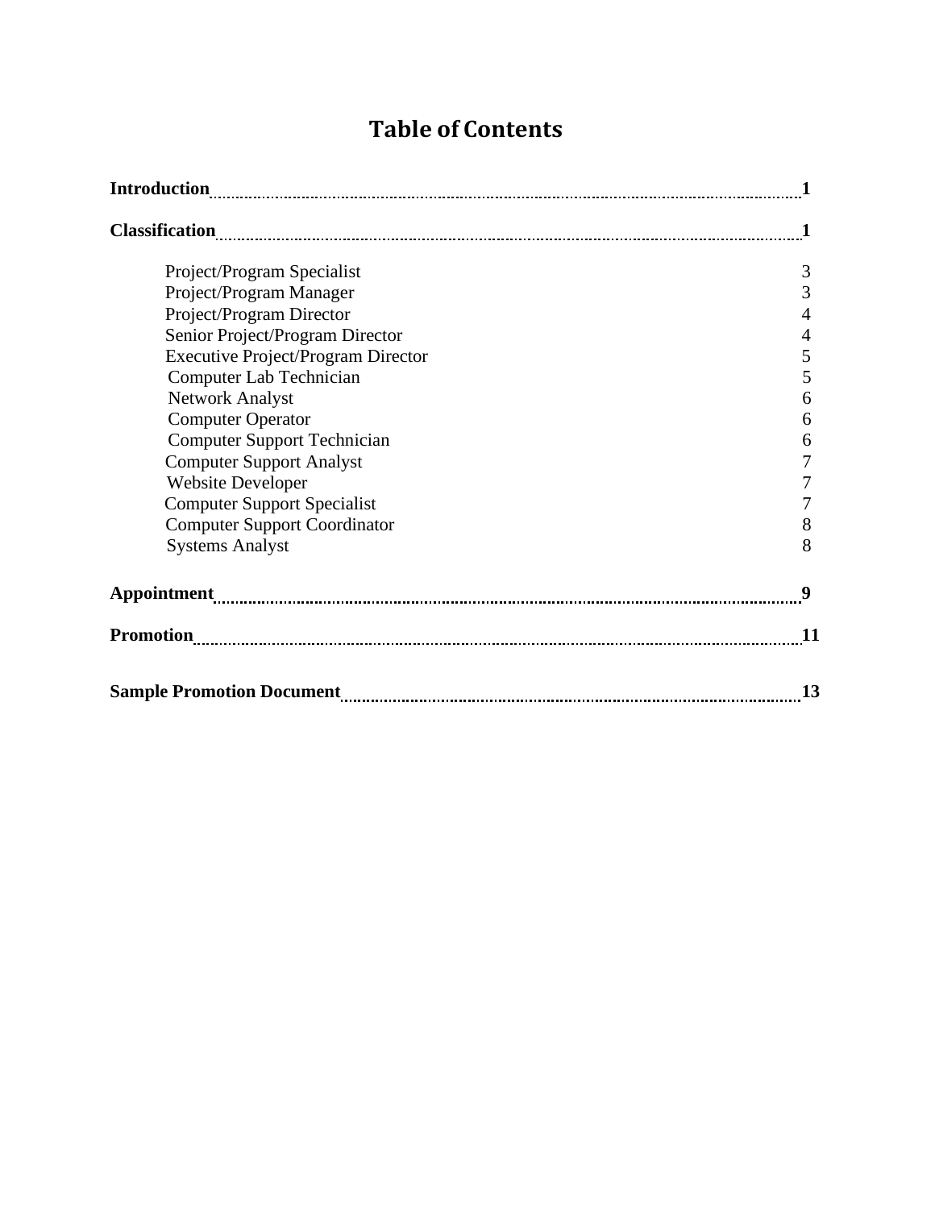# Table of Contents

**Introduction** .......... **1**

**Classification** .......... **1**

- Project/Program Specialist 3
- Project/Program Manager 3
- Project/Program Director 4
- Senior Project/Program Director 4
- Executive Project/Program Director 5
- Computer Lab Technician 5
- Network Analyst 6
- Computer Operator 6
- Computer Support Technician 6
- Computer Support Analyst 7
- Website Developer 7
- Computer Support Specialist 7
- Computer Support Coordinator 8
- Systems Analyst 8

**Appointment** .......... **9**

**Promotion** .......... **11**

**Sample Promotion Document** .......... **13**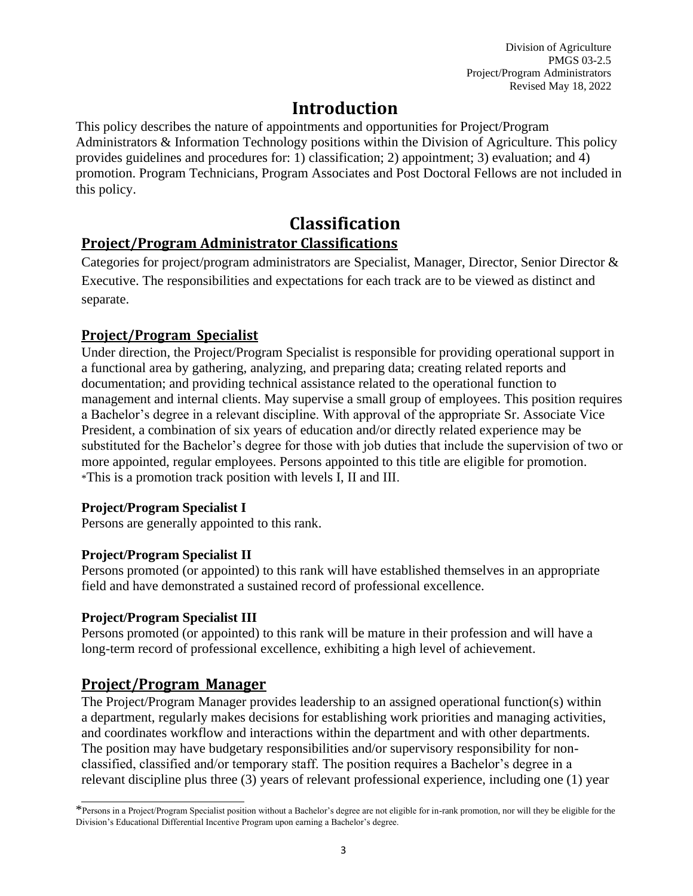# Introduction

This policy describes the nature of appointments and opportunities for Project/Program Administrators & Information Technology positions within the Division of Agriculture. This policy provides guidelines and procedures for: 1) classification; 2) appointment; 3) evaluation; and 4) promotion. Program Technicians, Program Associates and Post Doctoral Fellows are not included in this policy.

# Classification

## Project/Program Administrator Classifications

Categories for project/program administrators are Specialist, Manager, Director, Senior Director & Executive. The responsibilities and expectations for each track are to be viewed as distinct and separate.

## Project/Program Specialist

Under direction, the Project/Program Specialist is responsible for providing operational support in a functional area by gathering, analyzing, and preparing data; creating related reports and documentation; and providing technical assistance related to the operational function to management and internal clients. May supervise a small group of employees. This position requires a Bachelor's degree in a relevant discipline. With approval of the appropriate Sr. Associate Vice President, a combination of six years of education and/or directly related experience may be substituted for the Bachelor's degree for those with job duties that include the supervision of two or more appointed, regular employees. Persons appointed to this title are eligible for promotion. *This is a promotion track position with levels I, II and III.

**Project/Program Specialist I**

Persons are generally appointed to this rank.

**Project/Program Specialist II**

Persons promoted (or appointed) to this rank will have established themselves in an appropriate field and have demonstrated a sustained record of professional excellence.

**Project/Program Specialist III**

Persons promoted (or appointed) to this rank will be mature in their profession and will have a long-term record of professional excellence, exhibiting a high level of achievement.

## Project/Program Manager

The Project/Program Manager provides leadership to an assigned operational function(s) within a department, regularly makes decisions for establishing work priorities and managing activities, and coordinates workflow and interactions within the department and with other departments. The position may have budgetary responsibilities and/or supervisory responsibility for non-classified, classified and/or temporary staff. The position requires a Bachelor's degree in a relevant discipline plus three (3) years of relevant professional experience, including one (1) year

---

*Persons in a Project/Program Specialist position without a Bachelor's degree are not eligible for in-rank promotion, nor will they be eligible for the Division's Educational Differential Incentive Program upon earning a Bachelor's degree.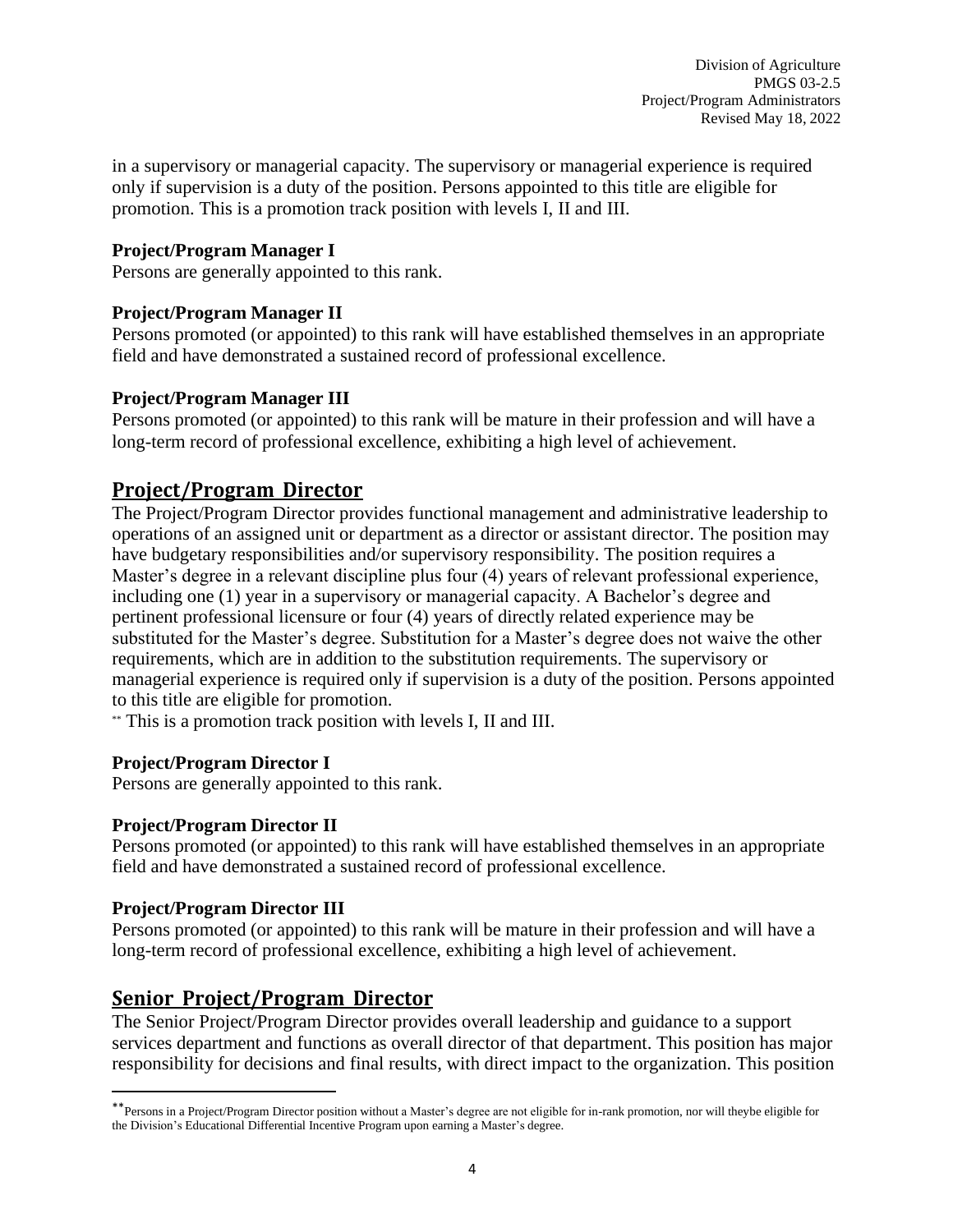in a supervisory or managerial capacity. The supervisory or managerial experience is required only if supervision is a duty of the position. Persons appointed to this title are eligible for promotion. This is a promotion track position with levels I, II and III.

**Project/Program Manager I**
Persons are generally appointed to this rank.

**Project/Program Manager II**
Persons promoted (or appointed) to this rank will have established themselves in an appropriate field and have demonstrated a sustained record of professional excellence.

**Project/Program Manager III**
Persons promoted (or appointed) to this rank will be mature in their profession and will have a long-term record of professional excellence, exhibiting a high level of achievement.

## Project/Program Director

The Project/Program Director provides functional management and administrative leadership to operations of an assigned unit or department as a director or assistant director. The position may have budgetary responsibilities and/or supervisory responsibility. The position requires a Master's degree in a relevant discipline plus four (4) years of relevant professional experience, including one (1) year in a supervisory or managerial capacity. A Bachelor's degree and pertinent professional licensure or four (4) years of directly related experience may be substituted for the Master's degree. Substitution for a Master's degree does not waive the other requirements, which are in addition to the substitution requirements. The supervisory or managerial experience is required only if supervision is a duty of the position. Persons appointed to this title are eligible for promotion.
** This is a promotion track position with levels I, II and III.

**Project/Program Director I**
Persons are generally appointed to this rank.

**Project/Program Director II**
Persons promoted (or appointed) to this rank will have established themselves in an appropriate field and have demonstrated a sustained record of professional excellence.

**Project/Program Director III**
Persons promoted (or appointed) to this rank will be mature in their profession and will have a long-term record of professional excellence, exhibiting a high level of achievement.

## Senior Project/Program Director

The Senior Project/Program Director provides overall leadership and guidance to a support services department and functions as overall director of that department. This position has major responsibility for decisions and final results, with direct impact to the organization. This position

---

** Persons in a Project/Program Director position without a Master's degree are not eligible for in-rank promotion, nor will theybe eligible for the Division's Educational Differential Incentive Program upon earning a Master's degree.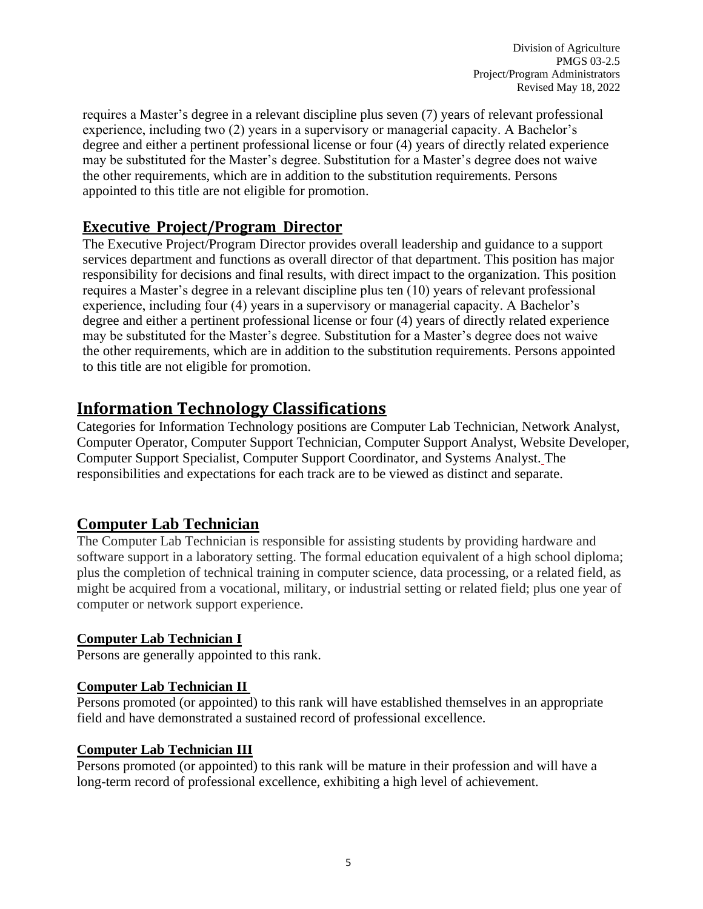requires a Master's degree in a relevant discipline plus seven (7) years of relevant professional experience, including two (2) years in a supervisory or managerial capacity. A Bachelor's degree and either a pertinent professional license or four (4) years of directly related experience may be substituted for the Master's degree. Substitution for a Master's degree does not waive the other requirements, which are in addition to the substitution requirements. Persons appointed to this title are not eligible for promotion.

### Executive Project/Program Director

The Executive Project/Program Director provides overall leadership and guidance to a support services department and functions as overall director of that department. This position has major responsibility for decisions and final results, with direct impact to the organization. This position requires a Master's degree in a relevant discipline plus ten (10) years of relevant professional experience, including four (4) years in a supervisory or managerial capacity. A Bachelor's degree and either a pertinent professional license or four (4) years of directly related experience may be substituted for the Master's degree. Substitution for a Master's degree does not waive the other requirements, which are in addition to the substitution requirements. Persons appointed to this title are not eligible for promotion.

## Information Technology Classifications

Categories for Information Technology positions are Computer Lab Technician, Network Analyst, Computer Operator, Computer Support Technician, Computer Support Analyst, Website Developer, Computer Support Specialist, Computer Support Coordinator, and Systems Analyst. The responsibilities and expectations for each track are to be viewed as distinct and separate.

### Computer Lab Technician

The Computer Lab Technician is responsible for assisting students by providing hardware and software support in a laboratory setting. The formal education equivalent of a high school diploma; plus the completion of technical training in computer science, data processing, or a related field, as might be acquired from a vocational, military, or industrial setting or related field; plus one year of computer or network support experience.

#### Computer Lab Technician I

Persons are generally appointed to this rank.

#### Computer Lab Technician II

Persons promoted (or appointed) to this rank will have established themselves in an appropriate field and have demonstrated a sustained record of professional excellence.

#### Computer Lab Technician III

Persons promoted (or appointed) to this rank will be mature in their profession and will have a long-term record of professional excellence, exhibiting a high level of achievement.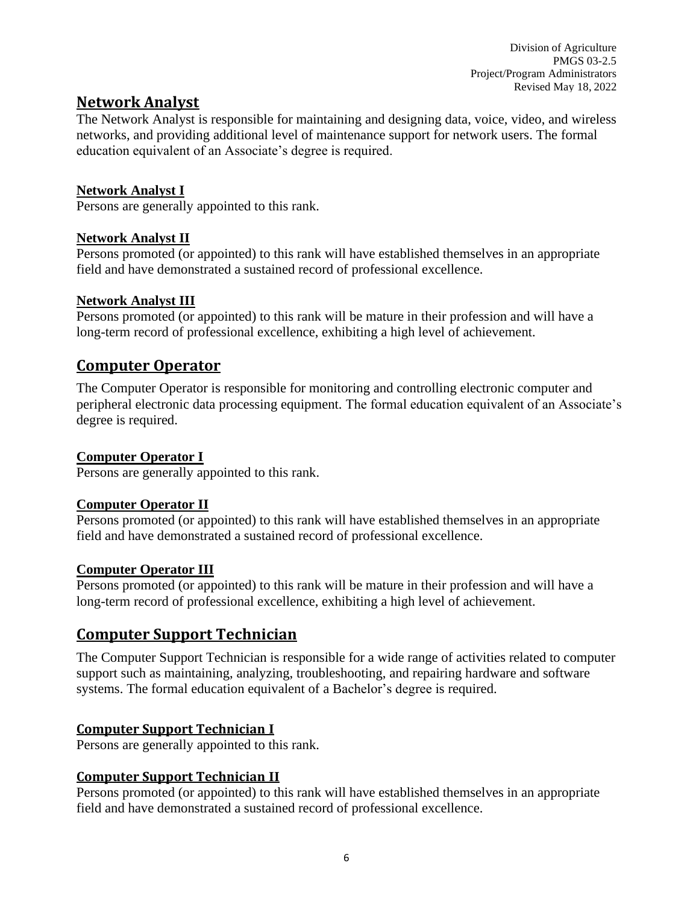## Network Analyst

The Network Analyst is responsible for maintaining and designing data, voice, video, and wireless networks, and providing additional level of maintenance support for network users. The formal education equivalent of an Associate's degree is required.

### Network Analyst I

Persons are generally appointed to this rank.

### Network Analyst II

Persons promoted (or appointed) to this rank will have established themselves in an appropriate field and have demonstrated a sustained record of professional excellence.

### Network Analyst III

Persons promoted (or appointed) to this rank will be mature in their profession and will have a long-term record of professional excellence, exhibiting a high level of achievement.

## Computer Operator

The Computer Operator is responsible for monitoring and controlling electronic computer and peripheral electronic data processing equipment. The formal education equivalent of an Associate's degree is required.

### Computer Operator I

Persons are generally appointed to this rank.

### Computer Operator II

Persons promoted (or appointed) to this rank will have established themselves in an appropriate field and have demonstrated a sustained record of professional excellence.

### Computer Operator III

Persons promoted (or appointed) to this rank will be mature in their profession and will have a long-term record of professional excellence, exhibiting a high level of achievement.

## Computer Support Technician

The Computer Support Technician is responsible for a wide range of activities related to computer support such as maintaining, analyzing, troubleshooting, and repairing hardware and software systems. The formal education equivalent of a Bachelor's degree is required.

### Computer Support Technician I

Persons are generally appointed to this rank.

### Computer Support Technician II

Persons promoted (or appointed) to this rank will have established themselves in an appropriate field and have demonstrated a sustained record of professional excellence.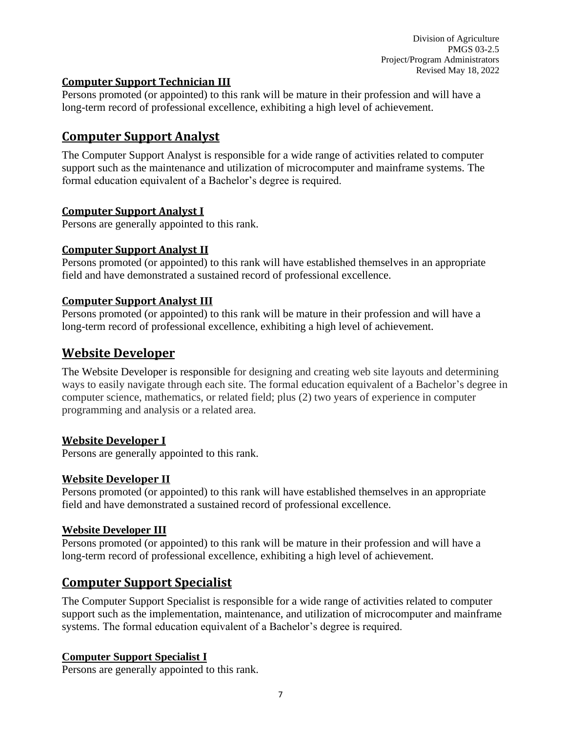### Computer Support Technician III

Persons promoted (or appointed) to this rank will be mature in their profession and will have a long-term record of professional excellence, exhibiting a high level of achievement.

## Computer Support Analyst

The Computer Support Analyst is responsible for a wide range of activities related to computer support such as the maintenance and utilization of microcomputer and mainframe systems. The formal education equivalent of a Bachelor's degree is required.

### Computer Support Analyst I

Persons are generally appointed to this rank.

### Computer Support Analyst II

Persons promoted (or appointed) to this rank will have established themselves in an appropriate field and have demonstrated a sustained record of professional excellence.

### Computer Support Analyst III

Persons promoted (or appointed) to this rank will be mature in their profession and will have a long-term record of professional excellence, exhibiting a high level of achievement.

## Website Developer

The Website Developer is responsible for designing and creating web site layouts and determining ways to easily navigate through each site. The formal education equivalent of a Bachelor's degree in computer science, mathematics, or related field; plus (2) two years of experience in computer programming and analysis or a related area.

### Website Developer I

Persons are generally appointed to this rank.

### Website Developer II

Persons promoted (or appointed) to this rank will have established themselves in an appropriate field and have demonstrated a sustained record of professional excellence.

### Website Developer III

Persons promoted (or appointed) to this rank will be mature in their profession and will have a long-term record of professional excellence, exhibiting a high level of achievement.

## Computer Support Specialist

The Computer Support Specialist is responsible for a wide range of activities related to computer support such as the implementation, maintenance, and utilization of microcomputer and mainframe systems. The formal education equivalent of a Bachelor's degree is required.

### Computer Support Specialist I

Persons are generally appointed to this rank.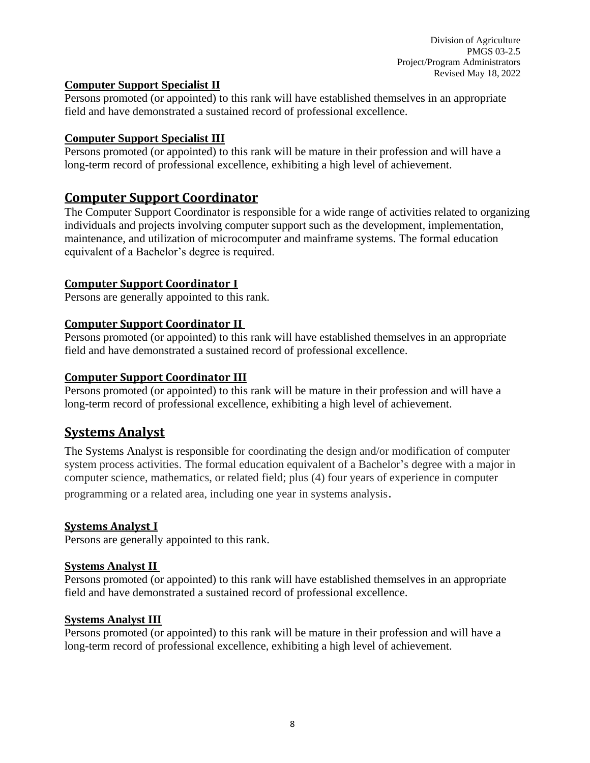### Computer Support Specialist II

Persons promoted (or appointed) to this rank will have established themselves in an appropriate field and have demonstrated a sustained record of professional excellence.

### Computer Support Specialist III

Persons promoted (or appointed) to this rank will be mature in their profession and will have a long-term record of professional excellence, exhibiting a high level of achievement.

## Computer Support Coordinator

The Computer Support Coordinator is responsible for a wide range of activities related to organizing individuals and projects involving computer support such as the development, implementation, maintenance, and utilization of microcomputer and mainframe systems. The formal education equivalent of a Bachelor's degree is required.

### Computer Support Coordinator I

Persons are generally appointed to this rank.

### Computer Support Coordinator II

Persons promoted (or appointed) to this rank will have established themselves in an appropriate field and have demonstrated a sustained record of professional excellence.

### Computer Support Coordinator III

Persons promoted (or appointed) to this rank will be mature in their profession and will have a long-term record of professional excellence, exhibiting a high level of achievement.

## Systems Analyst

The Systems Analyst is responsible for coordinating the design and/or modification of computer system process activities. The formal education equivalent of a Bachelor's degree with a major in computer science, mathematics, or related field; plus (4) four years of experience in computer programming or a related area, including one year in systems analysis.

### Systems Analyst I

Persons are generally appointed to this rank.

### Systems Analyst II

Persons promoted (or appointed) to this rank will have established themselves in an appropriate field and have demonstrated a sustained record of professional excellence.

### Systems Analyst III

Persons promoted (or appointed) to this rank will be mature in their profession and will have a long-term record of professional excellence, exhibiting a high level of achievement.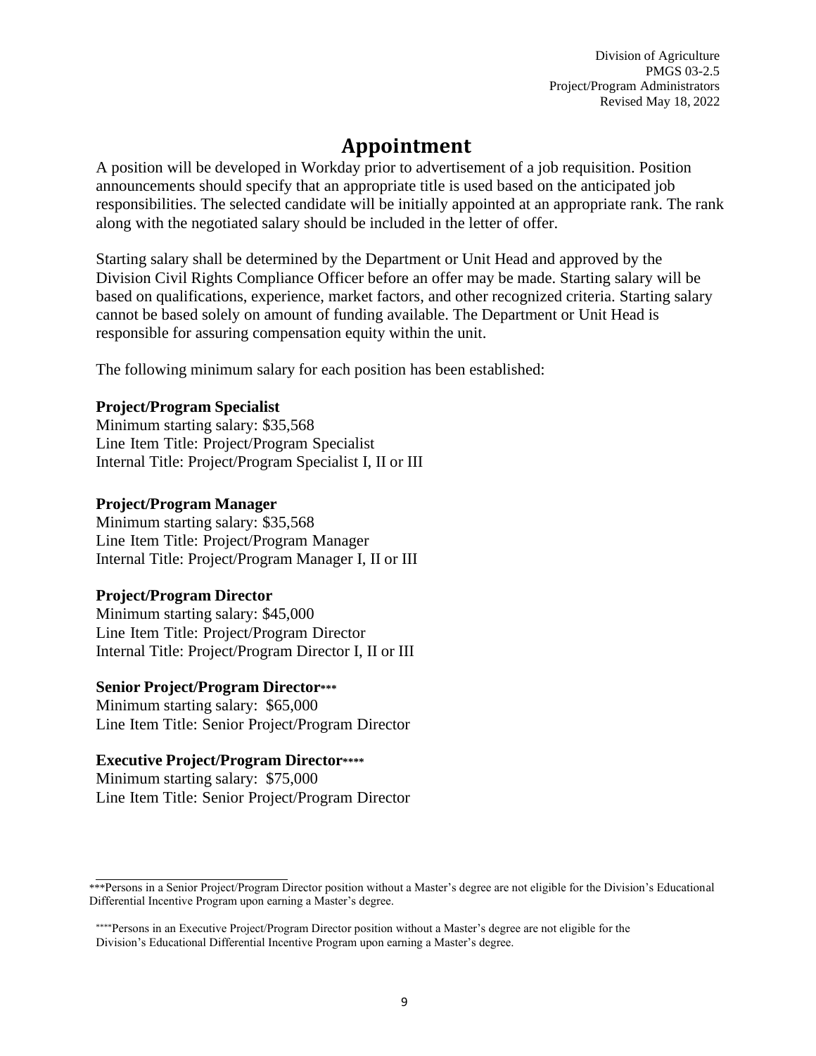# Appointment

A position will be developed in Workday prior to advertisement of a job requisition. Position announcements should specify that an appropriate title is used based on the anticipated job responsibilities. The selected candidate will be initially appointed at an appropriate rank. The rank along with the negotiated salary should be included in the letter of offer.

Starting salary shall be determined by the Department or Unit Head and approved by the Division Civil Rights Compliance Officer before an offer may be made. Starting salary will be based on qualifications, experience, market factors, and other recognized criteria. Starting salary cannot be based solely on amount of funding available. The Department or Unit Head is responsible for assuring compensation equity within the unit.

The following minimum salary for each position has been established:

**Project/Program Specialist**
Minimum starting salary: $35,568
Line Item Title: Project/Program Specialist
Internal Title: Project/Program Specialist I, II or III

**Project/Program Manager**
Minimum starting salary: $35,568
Line Item Title: Project/Program Manager
Internal Title: Project/Program Manager I, II or III

**Project/Program Director**
Minimum starting salary: $45,000
Line Item Title: Project/Program Director
Internal Title: Project/Program Director I, II or III

**Senior Project/Program Director*****
Minimum starting salary: $65,000
Line Item Title: Senior Project/Program Director

**Executive Project/Program Director******
Minimum starting salary: $75,000
Line Item Title: Senior Project/Program Director

***Persons in a Senior Project/Program Director position without a Master's degree are not eligible for the Division's Educational Differential Incentive Program upon earning a Master's degree.

****Persons in an Executive Project/Program Director position without a Master's degree are not eligible for the Division's Educational Differential Incentive Program upon earning a Master's degree.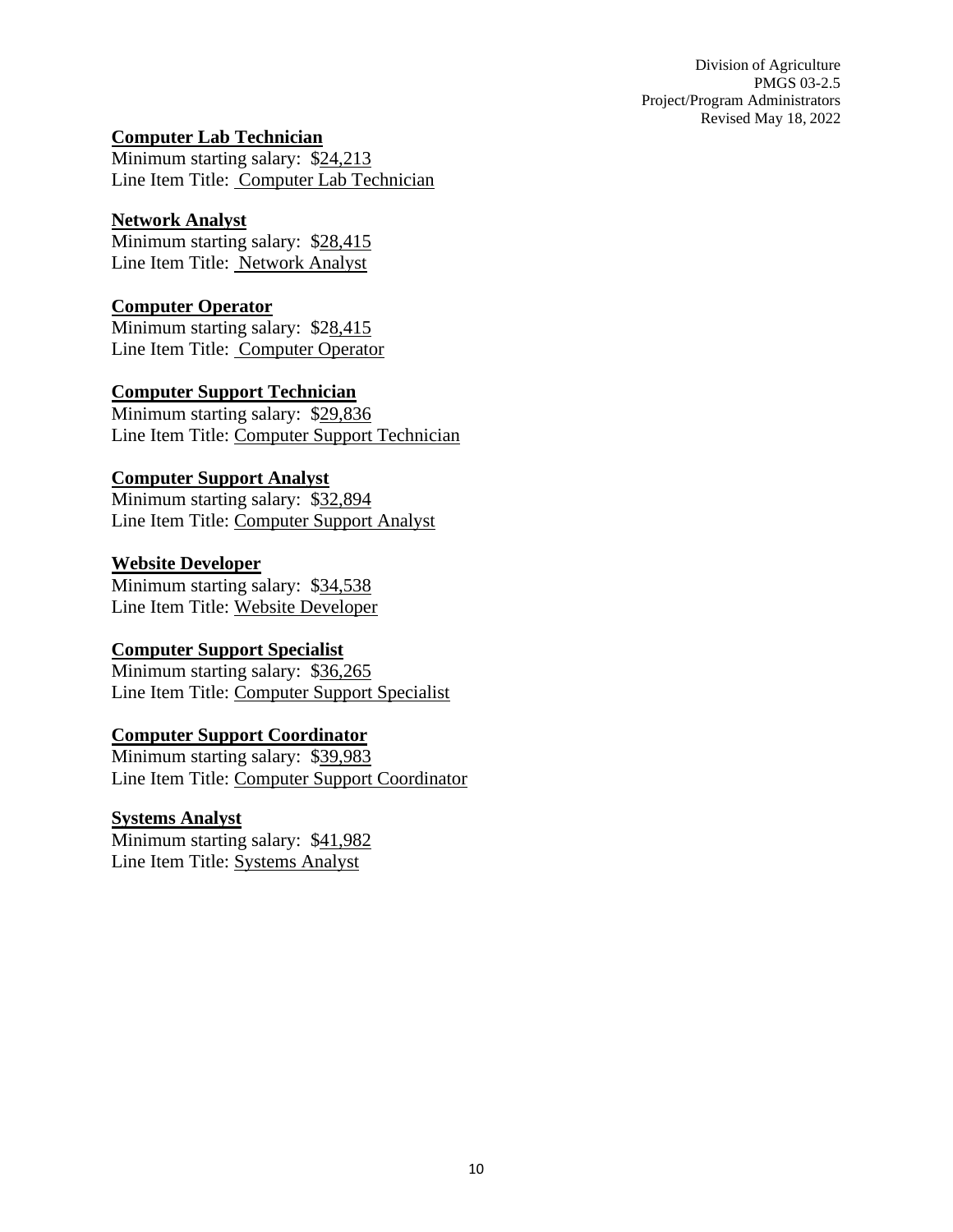**Computer Lab Technician**
Minimum starting salary: $24,213
Line Item Title: Computer Lab Technician

**Network Analyst**
Minimum starting salary: $28,415
Line Item Title: Network Analyst

**Computer Operator**
Minimum starting salary: $28,415
Line Item Title: Computer Operator

**Computer Support Technician**
Minimum starting salary: $29,836
Line Item Title: Computer Support Technician

**Computer Support Analyst**
Minimum starting salary: $32,894
Line Item Title: Computer Support Analyst

**Website Developer**
Minimum starting salary: $34,538
Line Item Title: Website Developer

**Computer Support Specialist**
Minimum starting salary: $36,265
Line Item Title: Computer Support Specialist

**Computer Support Coordinator**
Minimum starting salary: $39,983
Line Item Title: Computer Support Coordinator

**Systems Analyst**
Minimum starting salary: $41,982
Line Item Title: Systems Analyst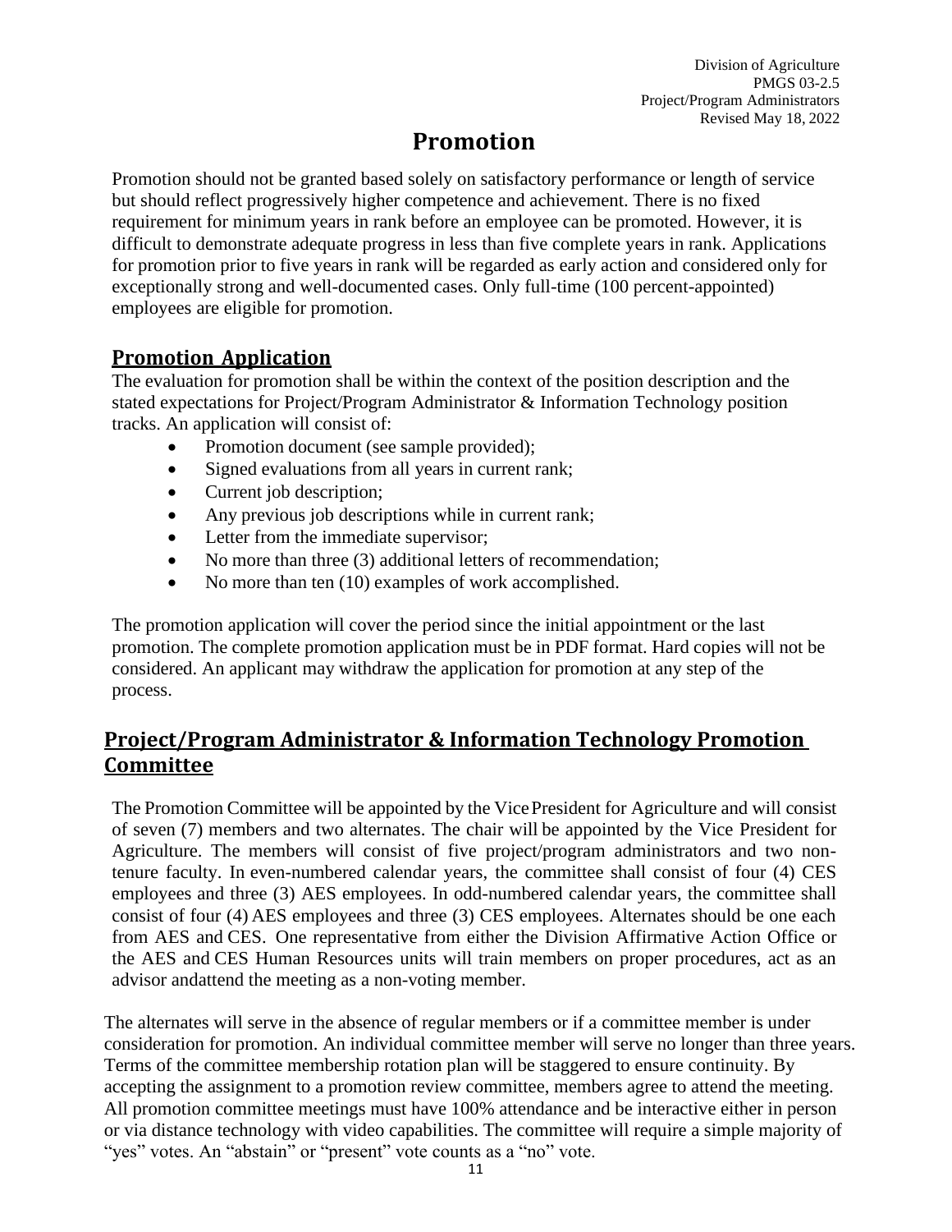# Promotion

Promotion should not be granted based solely on satisfactory performance or length of service but should reflect progressively higher competence and achievement. There is no fixed requirement for minimum years in rank before an employee can be promoted. However, it is difficult to demonstrate adequate progress in less than five complete years in rank. Applications for promotion prior to five years in rank will be regarded as early action and considered only for exceptionally strong and well-documented cases. Only full-time (100 percent-appointed) employees are eligible for promotion.

## Promotion Application

The evaluation for promotion shall be within the context of the position description and the stated expectations for Project/Program Administrator & Information Technology position tracks. An application will consist of:

- Promotion document (see sample provided);
- Signed evaluations from all years in current rank;
- Current job description;
- Any previous job descriptions while in current rank;
- Letter from the immediate supervisor;
- No more than three (3) additional letters of recommendation;
- No more than ten (10) examples of work accomplished.

The promotion application will cover the period since the initial appointment or the last promotion. The complete promotion application must be in PDF format. Hard copies will not be considered. An applicant may withdraw the application for promotion at any step of the process.

## Project/Program Administrator & Information Technology Promotion Committee

The Promotion Committee will be appointed by the Vice President for Agriculture and will consist of seven (7) members and two alternates. The chair will be appointed by the Vice President for Agriculture. The members will consist of five project/program administrators and two non-tenure faculty. In even-numbered calendar years, the committee shall consist of four (4) CES employees and three (3) AES employees. In odd-numbered calendar years, the committee shall consist of four (4) AES employees and three (3) CES employees. Alternates should be one each from AES and CES. One representative from either the Division Affirmative Action Office or the AES and CES Human Resources units will train members on proper procedures, act as an advisor andattend the meeting as a non-voting member.

The alternates will serve in the absence of regular members or if a committee member is under consideration for promotion. An individual committee member will serve no longer than three years. Terms of the committee membership rotation plan will be staggered to ensure continuity. By accepting the assignment to a promotion review committee, members agree to attend the meeting. All promotion committee meetings must have 100% attendance and be interactive either in person or via distance technology with video capabilities. The committee will require a simple majority of "yes" votes. An "abstain" or "present" vote counts as a "no" vote.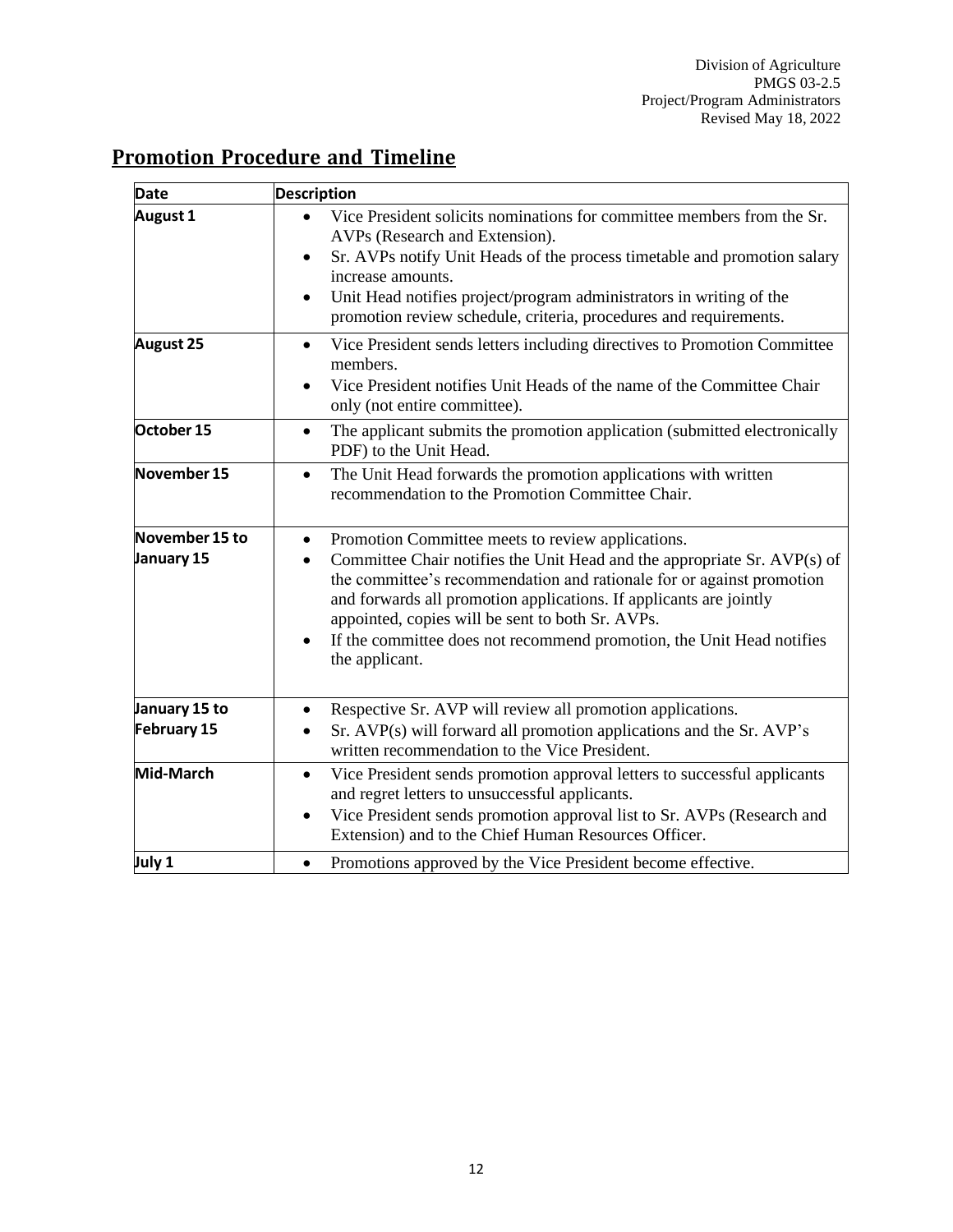## Promotion Procedure and Timeline

| Date | Description |
|---|---|
| **August 1** | • Vice President solicits nominations for committee members from the Sr. AVPs (Research and Extension).<br>• Sr. AVPs notify Unit Heads of the process timetable and promotion salary increase amounts.<br>• Unit Head notifies project/program administrators in writing of the promotion review schedule, criteria, procedures and requirements. |
| **August 25** | • Vice President sends letters including directives to Promotion Committee members.<br>• Vice President notifies Unit Heads of the name of the Committee Chair only (not entire committee). |
| **October 15** | • The applicant submits the promotion application (submitted electronically PDF) to the Unit Head. |
| **November 15** | • The Unit Head forwards the promotion applications with written recommendation to the Promotion Committee Chair. |
| **November 15 to January 15** | • Promotion Committee meets to review applications.<br>• Committee Chair notifies the Unit Head and the appropriate Sr. AVP(s) of the committee's recommendation and rationale for or against promotion and forwards all promotion applications. If applicants are jointly appointed, copies will be sent to both Sr. AVPs.<br>• If the committee does not recommend promotion, the Unit Head notifies the applicant. |
| **January 15 to February 15** | • Respective Sr. AVP will review all promotion applications.<br>• Sr. AVP(s) will forward all promotion applications and the Sr. AVP's written recommendation to the Vice President. |
| **Mid-March** | • Vice President sends promotion approval letters to successful applicants and regret letters to unsuccessful applicants.<br>• Vice President sends promotion approval list to Sr. AVPs (Research and Extension) and to the Chief Human Resources Officer. |
| **July 1** | • Promotions approved by the Vice President become effective. |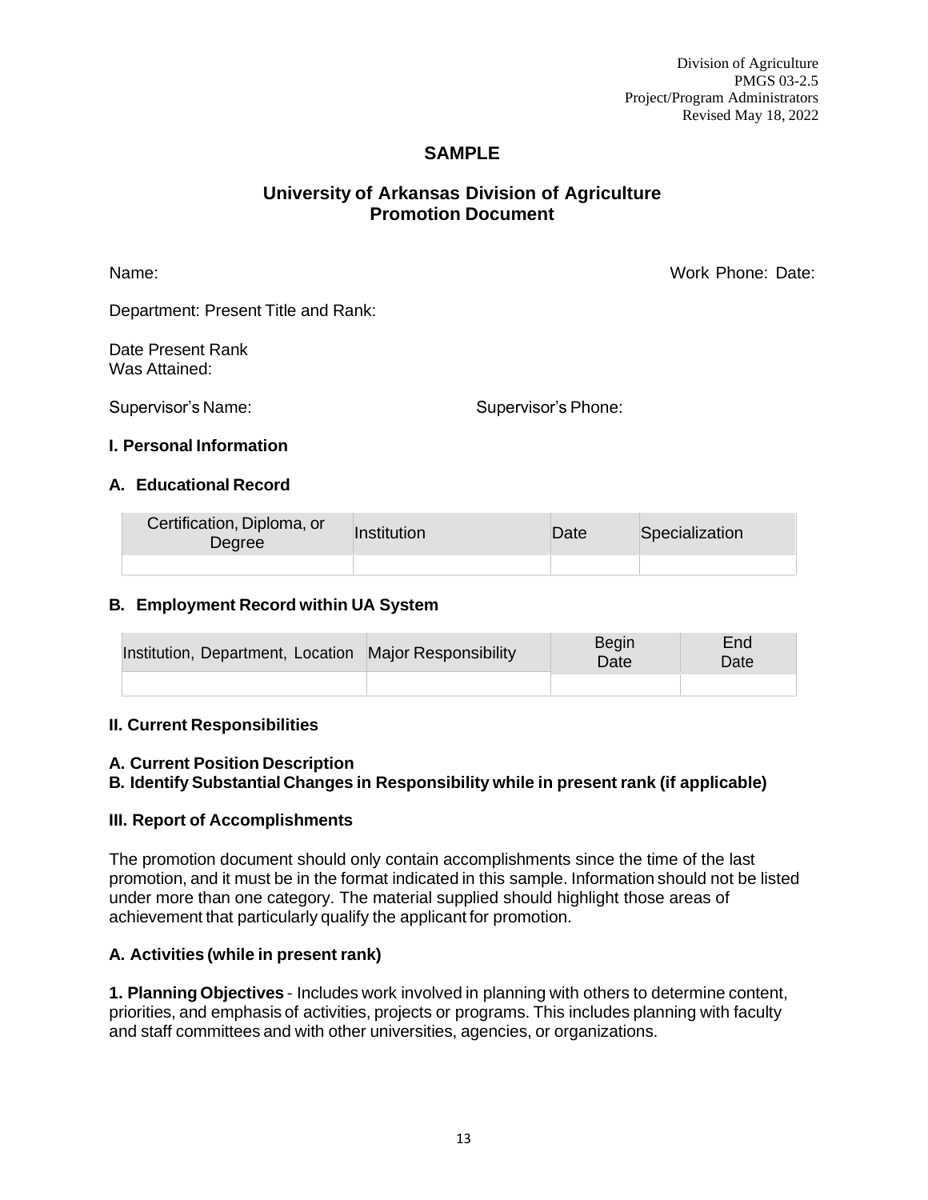Division of Agriculture
PMGS 03-2.5
Project/Program Administrators
Revised May 18, 2022

## SAMPLE

## University of Arkansas Division of Agriculture Promotion Document

Name: Work Phone: Date:

Department: Present Title and Rank:

Date Present Rank
Was Attained:

Supervisor's Name: Supervisor's Phone:

### I. Personal Information

#### A. Educational Record

| Certification, Diploma, or Degree | Institution | Date | Specialization |
|---|---|---|---|
| | | | |

#### B. Employment Record within UA System

| Institution, Department, Location | Major Responsibility | Begin Date | End Date |
|---|---|---|---|
| | | | |

### II. Current Responsibilities

**A. Current Position Description**
**B. Identify Substantial Changes in Responsibility while in present rank (if applicable)**

### III. Report of Accomplishments

The promotion document should only contain accomplishments since the time of the last promotion, and it must be in the format indicated in this sample. Information should not be listed under more than one category. The material supplied should highlight those areas of achievement that particularly qualify the applicant for promotion.

#### A. Activities (while in present rank)

**1. Planning Objectives** - Includes work involved in planning with others to determine content, priorities, and emphasis of activities, projects or programs. This includes planning with faculty and staff committees and with other universities, agencies, or organizations.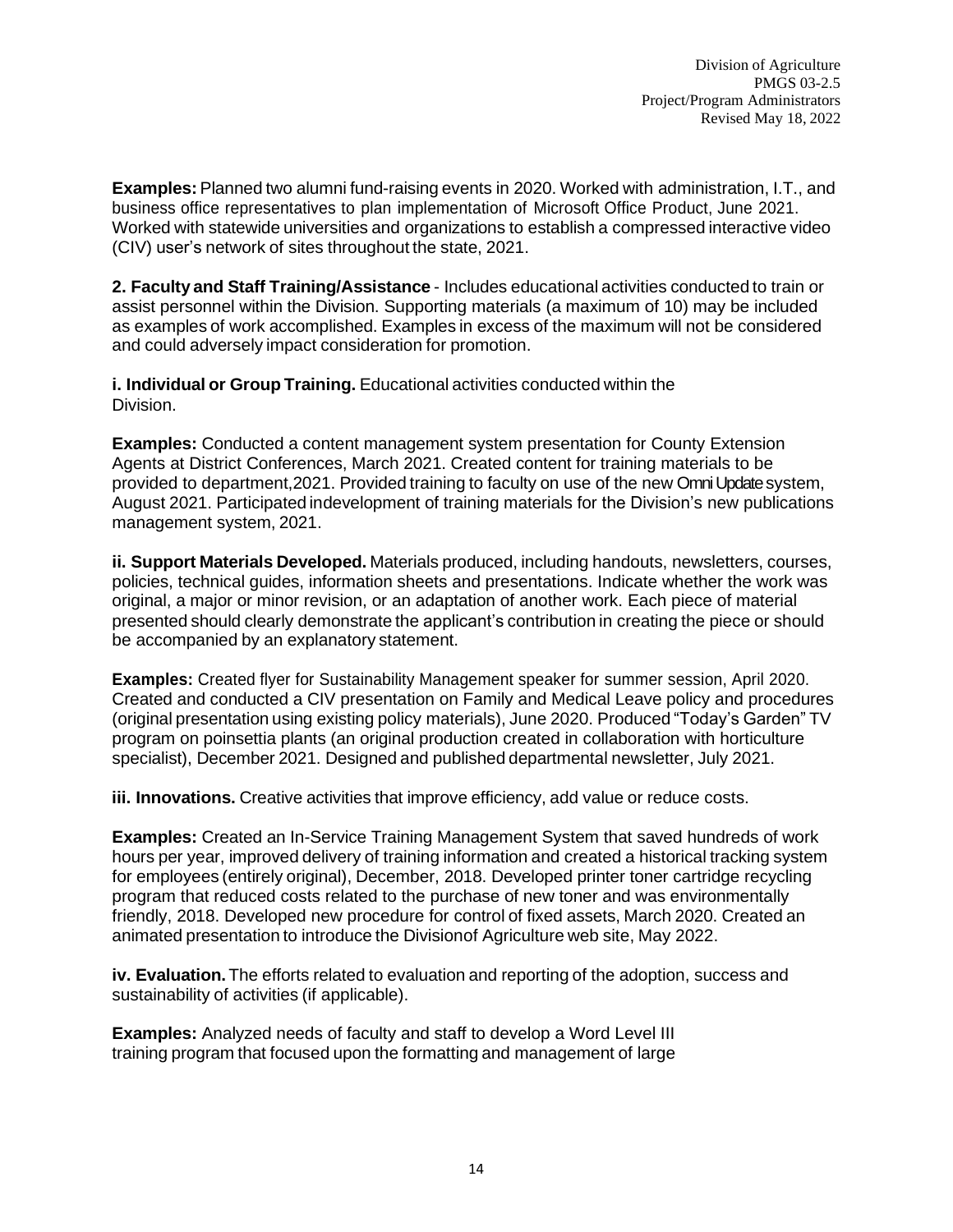**Examples:** Planned two alumni fund-raising events in 2020. Worked with administration, I.T., and business office representatives to plan implementation of Microsoft Office Product, June 2021. Worked with statewide universities and organizations to establish a compressed interactive video (CIV) user's network of sites throughout the state, 2021.

**2. Faculty and Staff Training/Assistance** - Includes educational activities conducted to train or assist personnel within the Division. Supporting materials (a maximum of 10) may be included as examples of work accomplished. Examples in excess of the maximum will not be considered and could adversely impact consideration for promotion.

**i. Individual or Group Training.** Educational activities conducted within the Division.

**Examples:** Conducted a content management system presentation for County Extension Agents at District Conferences, March 2021. Created content for training materials to be provided to department,2021. Provided training to faculty on use of the new OmniUpdate system, August 2021. Participated indevelopment of training materials for the Division's new publications management system, 2021.

**ii. Support Materials Developed.** Materials produced, including handouts, newsletters, courses, policies, technical guides, information sheets and presentations. Indicate whether the work was original, a major or minor revision, or an adaptation of another work. Each piece of material presented should clearly demonstrate the applicant's contribution in creating the piece or should be accompanied by an explanatory statement.

**Examples:** Created flyer for Sustainability Management speaker for summer session, April 2020. Created and conducted a CIV presentation on Family and Medical Leave policy and procedures (original presentation using existing policy materials), June 2020. Produced "Today's Garden" TV program on poinsettia plants (an original production created in collaboration with horticulture specialist), December 2021. Designed and published departmental newsletter, July 2021.

**iii. Innovations.** Creative activities that improve efficiency, add value or reduce costs.

**Examples:** Created an In-Service Training Management System that saved hundreds of work hours per year, improved delivery of training information and created a historical tracking system for employees (entirely original), December, 2018. Developed printer toner cartridge recycling program that reduced costs related to the purchase of new toner and was environmentally friendly, 2018. Developed new procedure for control of fixed assets, March 2020. Created an animated presentation to introduce the Divisionof Agriculture web site, May 2022.

**iv. Evaluation.** The efforts related to evaluation and reporting of the adoption, success and sustainability of activities (if applicable).

**Examples:** Analyzed needs of faculty and staff to develop a Word Level III training program that focused upon the formatting and management of large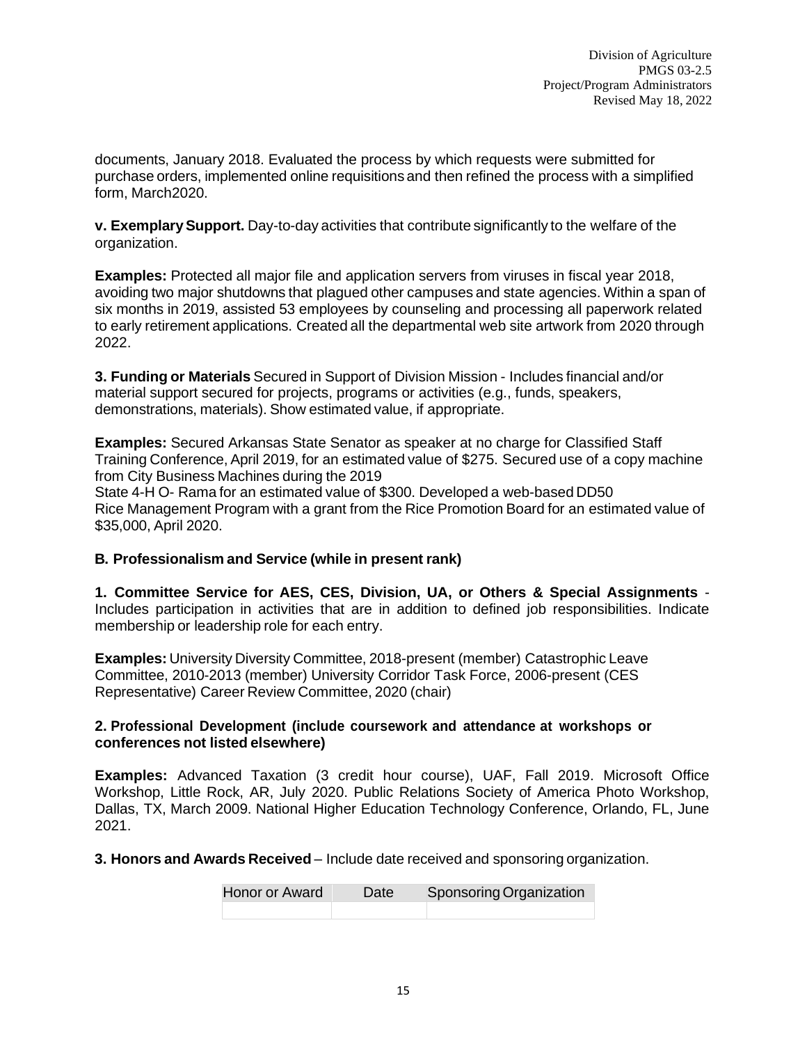documents, January 2018. Evaluated the process by which requests were submitted for purchase orders, implemented online requisitions and then refined the process with a simplified form, March2020.

**v. Exemplary Support.** Day-to-day activities that contribute significantly to the welfare of the organization.

**Examples:** Protected all major file and application servers from viruses in fiscal year 2018, avoiding two major shutdowns that plagued other campuses and state agencies. Within a span of six months in 2019, assisted 53 employees by counseling and processing all paperwork related to early retirement applications. Created all the departmental web site artwork from 2020 through 2022.

**3. Funding or Materials** Secured in Support of Division Mission - Includes financial and/or material support secured for projects, programs or activities (e.g., funds, speakers, demonstrations, materials). Show estimated value, if appropriate.

**Examples:** Secured Arkansas State Senator as speaker at no charge for Classified Staff Training Conference, April 2019, for an estimated value of $275. Secured use of a copy machine from City Business Machines during the 2019
State 4-H O- Rama for an estimated value of $300. Developed a web-based DD50
Rice Management Program with a grant from the Rice Promotion Board for an estimated value of $35,000, April 2020.

### B. Professionalism and Service (while in present rank)

**1. Committee Service for AES, CES, Division, UA, or Others & Special Assignments** - Includes participation in activities that are in addition to defined job responsibilities. Indicate membership or leadership role for each entry.

**Examples:** University Diversity Committee, 2018-present (member) Catastrophic Leave Committee, 2010-2013 (member) University Corridor Task Force, 2006-present (CES Representative) Career Review Committee, 2020 (chair)

**2. Professional Development (include coursework and attendance at workshops or conferences not listed elsewhere)**

**Examples:** Advanced Taxation (3 credit hour course), UAF, Fall 2019. Microsoft Office Workshop, Little Rock, AR, July 2020. Public Relations Society of America Photo Workshop, Dallas, TX, March 2009. National Higher Education Technology Conference, Orlando, FL, June 2021.

**3. Honors and Awards Received** – Include date received and sponsoring organization.

| Honor or Award | Date | Sponsoring Organization |
| --- | --- | --- |
| | | |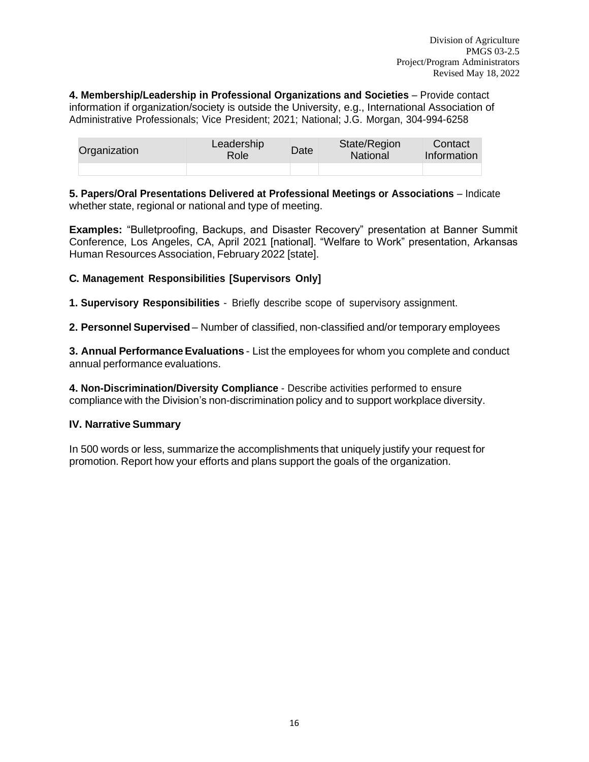**4. Membership/Leadership in Professional Organizations and Societies** – Provide contact information if organization/society is outside the University, e.g., International Association of Administrative Professionals; Vice President; 2021; National; J.G. Morgan, 304-994-6258

| Organization | Leadership Role | Date | State/Region National | Contact Information |
|---|---|---|---|---|
| | | | | |

**5. Papers/Oral Presentations Delivered at Professional Meetings or Associations** – Indicate whether state, regional or national and type of meeting.

**Examples:** "Bulletproofing, Backups, and Disaster Recovery" presentation at Banner Summit Conference, Los Angeles, CA, April 2021 [national]. "Welfare to Work" presentation, Arkansas Human Resources Association, February 2022 [state].

### C. Management Responsibilities [Supervisors Only]

**1. Supervisory Responsibilities** - Briefly describe scope of supervisory assignment.

**2. Personnel Supervised** – Number of classified, non-classified and/or temporary employees

**3. Annual Performance Evaluations** - List the employees for whom you complete and conduct annual performance evaluations.

**4. Non-Discrimination/Diversity Compliance** - Describe activities performed to ensure compliance with the Division's non-discrimination policy and to support workplace diversity.

## IV. Narrative Summary

In 500 words or less, summarize the accomplishments that uniquely justify your request for promotion. Report how your efforts and plans support the goals of the organization.